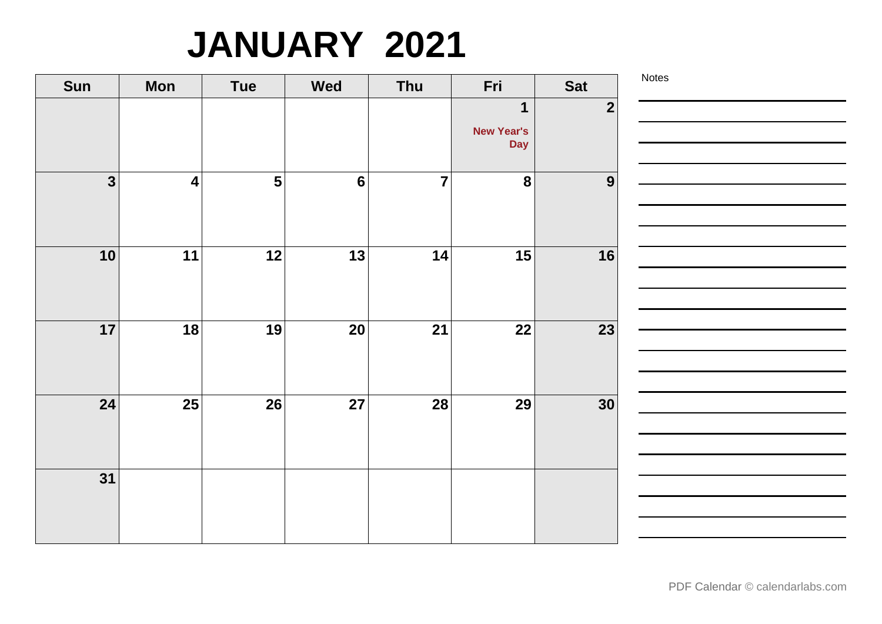# JANUARY 2021

| Sun | Mon | Tue | Wed | Thu | Fri | Sat |
|---|---|---|---|---|---|---|
| | | | | | 1 New Year's Day | 2 |
| 3 | 4 | 5 | 6 | 7 | 8 | 9 |
| 10 | 11 | 12 | 13 | 14 | 15 | 16 |
| 17 | 18 | 19 | 20 | 21 | 22 | 23 |
| 24 | 25 | 26 | 27 | 28 | 29 | 30 |
| 31 | | | | | | |

Notes

PDF Calendar © calendarlabs.com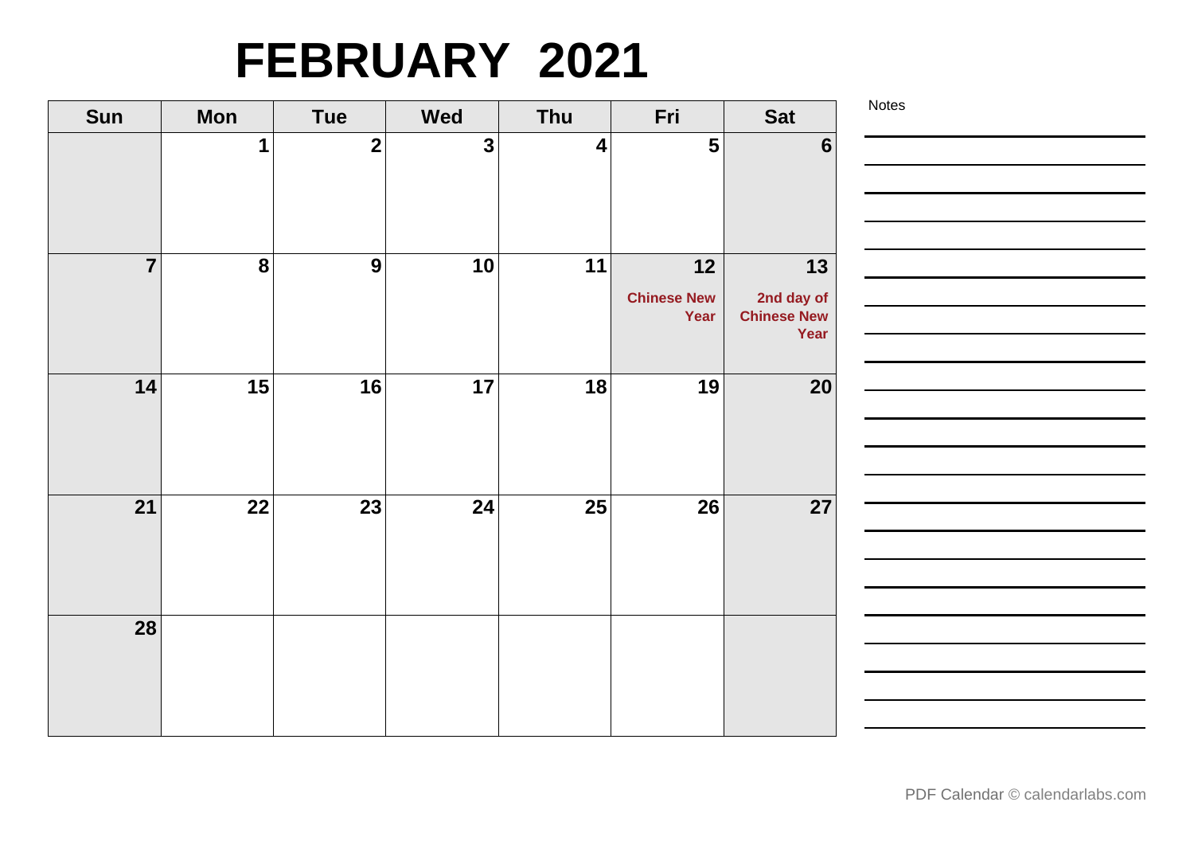# FEBRUARY 2021

| Sun | Mon | Tue | Wed | Thu | Fri | Sat |
|---|---|---|---|---|---|---|
| | 1 | 2 | 3 | 4 | 5 | 6 |
| 7 | 8 | 9 | 10 | 11 | 12 Chinese New Year | 13 2nd day of Chinese New Year |
| 14 | 15 | 16 | 17 | 18 | 19 | 20 |
| 21 | 22 | 23 | 24 | 25 | 26 | 27 |
| 28 | | | | | | |

Notes

PDF Calendar © calendarlabs.com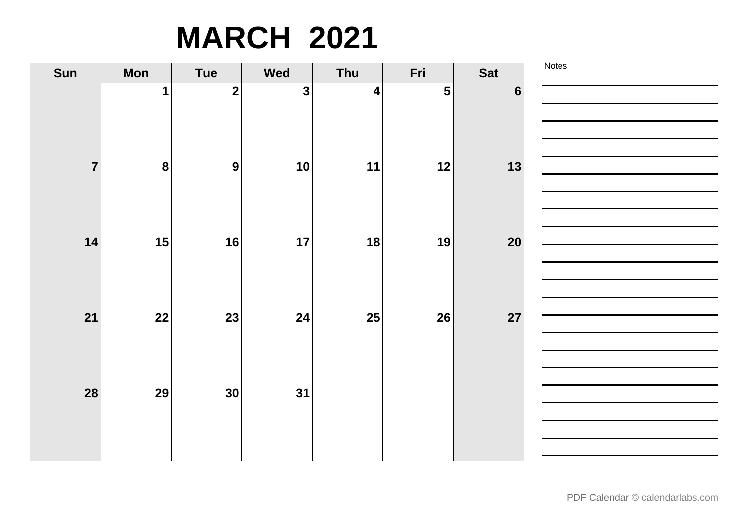# MARCH 2021

| Sun | Mon | Tue | Wed | Thu | Fri | Sat |
|---|---|---|---|---|---|---|
| | 1 | 2 | 3 | 4 | 5 | 6 |
| 7 | 8 | 9 | 10 | 11 | 12 | 13 |
| 14 | 15 | 16 | 17 | 18 | 19 | 20 |
| 21 | 22 | 23 | 24 | 25 | 26 | 27 |
| 28 | 29 | 30 | 31 | | | |

Notes

PDF Calendar © calendarlabs.com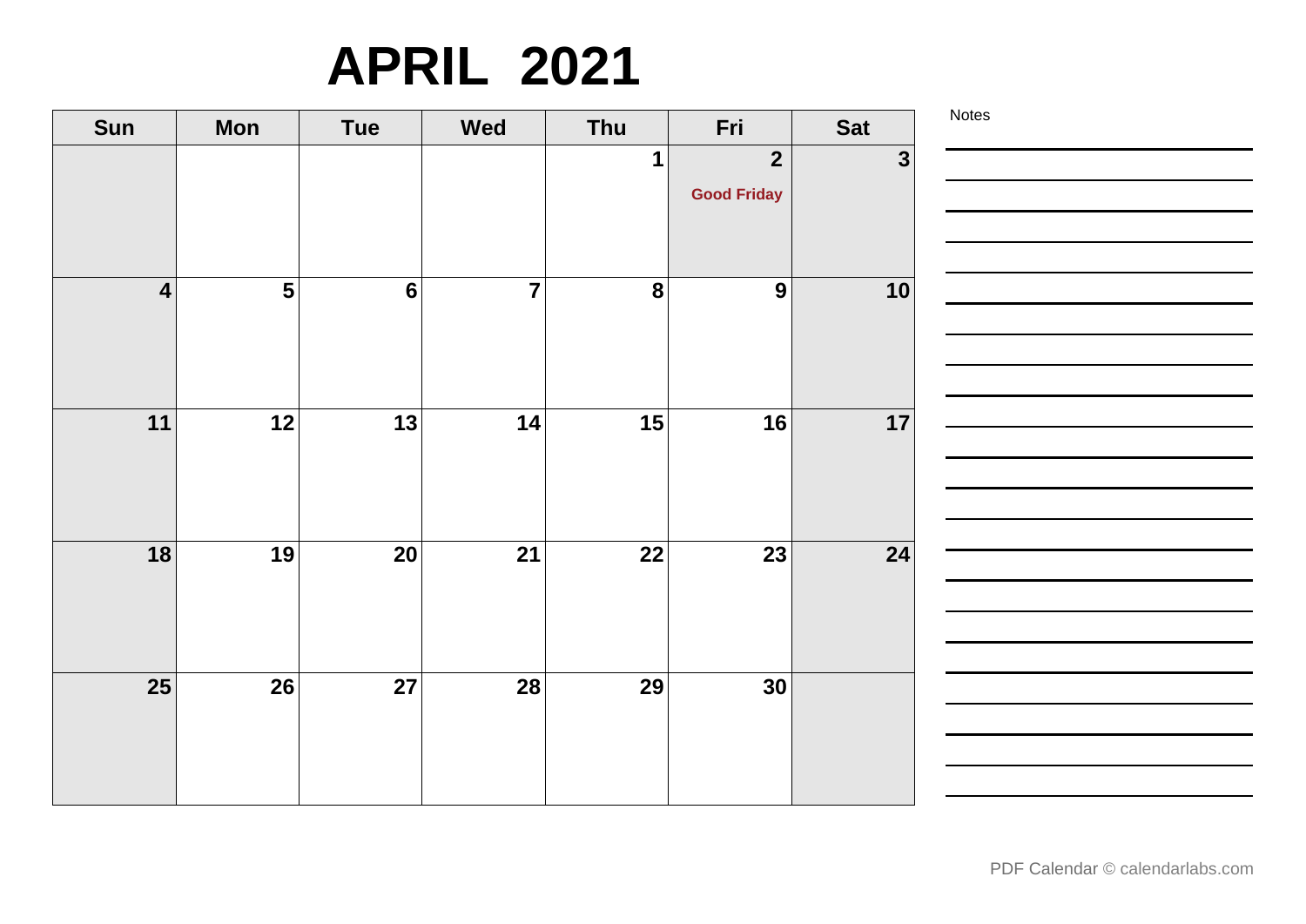# APRIL 2021

| Sun | Mon | Tue | Wed | Thu | Fri | Sat |
|---|---|---|---|---|---|---|
| | | | | 1 | 2 Good Friday | 3 |
| 4 | 5 | 6 | 7 | 8 | 9 | 10 |
| 11 | 12 | 13 | 14 | 15 | 16 | 17 |
| 18 | 19 | 20 | 21 | 22 | 23 | 24 |
| 25 | 26 | 27 | 28 | 29 | 30 | |

Notes

PDF Calendar © calendarlabs.com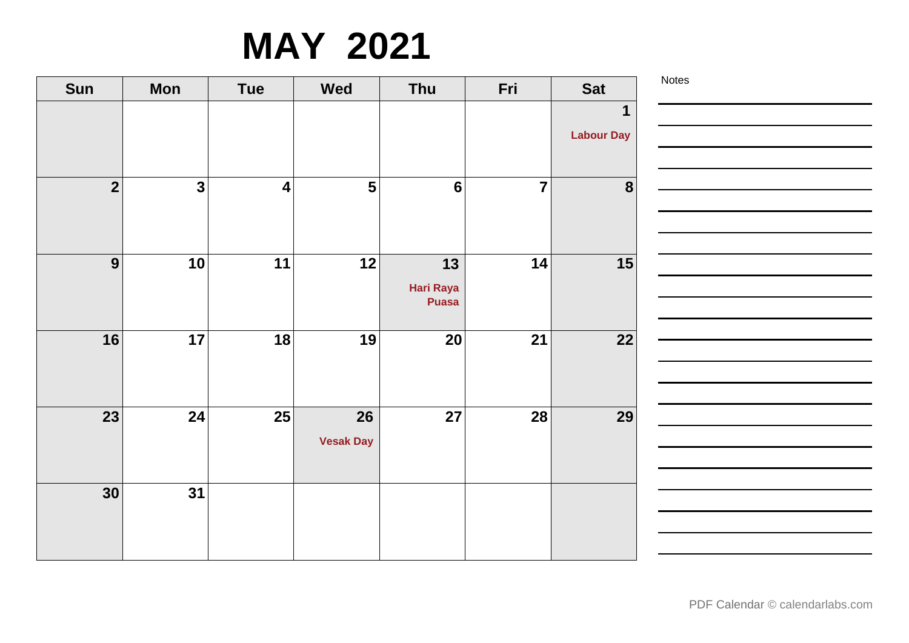# MAY 2021

| Sun | Mon | Tue | Wed | Thu | Fri | Sat |
|---|---|---|---|---|---|---|
| | | | | | | **1** Labour Day |
| **2** | **3** | **4** | **5** | **6** | **7** | **8** |
| **9** | **10** | **11** | **12** | **13** Hari Raya Puasa | **14** | **15** |
| **16** | **17** | **18** | **19** | **20** | **21** | **22** |
| **23** | **24** | **25** | **26** Vesak Day | **27** | **28** | **29** |
| **30** | **31** | | | | | |

Notes

PDF Calendar © calendarlabs.com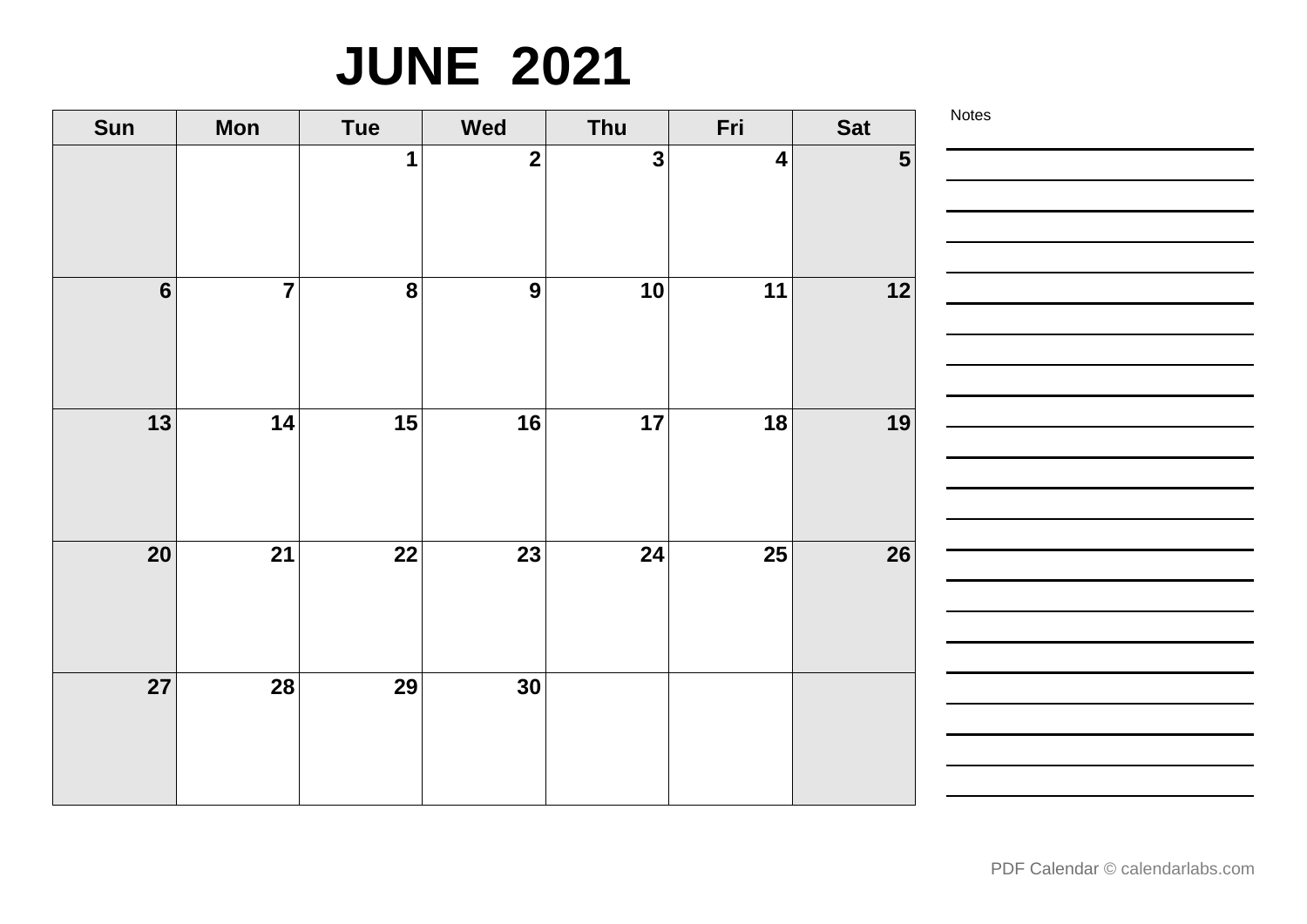# JUNE 2021

| Sun | Mon | Tue | Wed | Thu | Fri | Sat |
|---|---|---|---|---|---|---|
| | | 1 | 2 | 3 | 4 | 5 |
| 6 | 7 | 8 | 9 | 10 | 11 | 12 |
| 13 | 14 | 15 | 16 | 17 | 18 | 19 |
| 20 | 21 | 22 | 23 | 24 | 25 | 26 |
| 27 | 28 | 29 | 30 | | | |

Notes

PDF Calendar © calendarlabs.com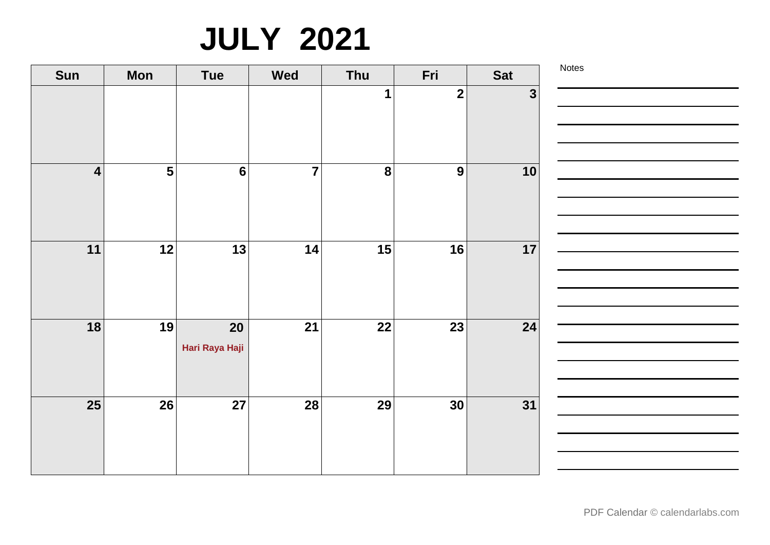# JULY 2021

| Sun | Mon | Tue | Wed | Thu | Fri | Sat |
|---|---|---|---|---|---|---|
| | | | | 1 | 2 | 3 |
| 4 | 5 | 6 | 7 | 8 | 9 | 10 |
| 11 | 12 | 13 | 14 | 15 | 16 | 17 |
| 18 | 19 | 20 Hari Raya Haji | 21 | 22 | 23 | 24 |
| 25 | 26 | 27 | 28 | 29 | 30 | 31 |

Notes

PDF Calendar © calendarlabs.com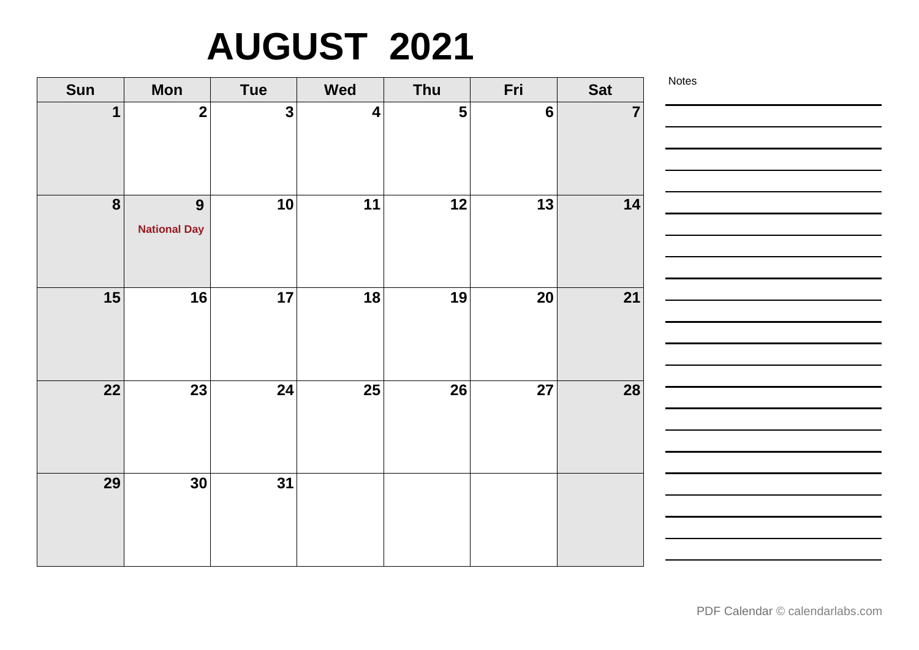# AUGUST 2021

| Sun | Mon | Tue | Wed | Thu | Fri | Sat |
|---|---|---|---|---|---|---|
| 1 | 2 | 3 | 4 | 5 | 6 | 7 |
| 8 | 9 National Day | 10 | 11 | 12 | 13 | 14 |
| 15 | 16 | 17 | 18 | 19 | 20 | 21 |
| 22 | 23 | 24 | 25 | 26 | 27 | 28 |
| 29 | 30 | 31 | | | | |

Notes

PDF Calendar © calendarlabs.com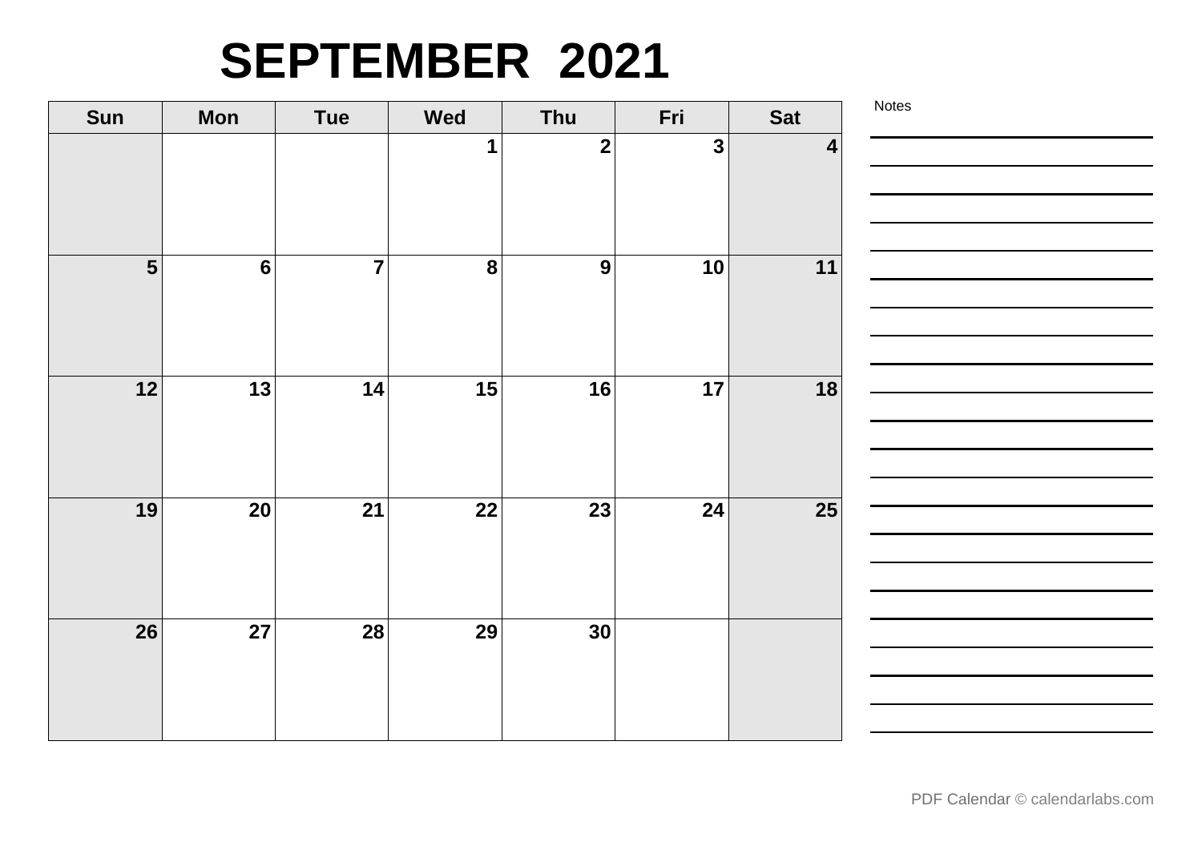# SEPTEMBER 2021

| Sun | Mon | Tue | Wed | Thu | Fri | Sat |
|---|---|---|---|---|---|---|
| | | | 1 | 2 | 3 | 4 |
| 5 | 6 | 7 | 8 | 9 | 10 | 11 |
| 12 | 13 | 14 | 15 | 16 | 17 | 18 |
| 19 | 20 | 21 | 22 | 23 | 24 | 25 |
| 26 | 27 | 28 | 29 | 30 | | |

Notes

PDF Calendar © calendarlabs.com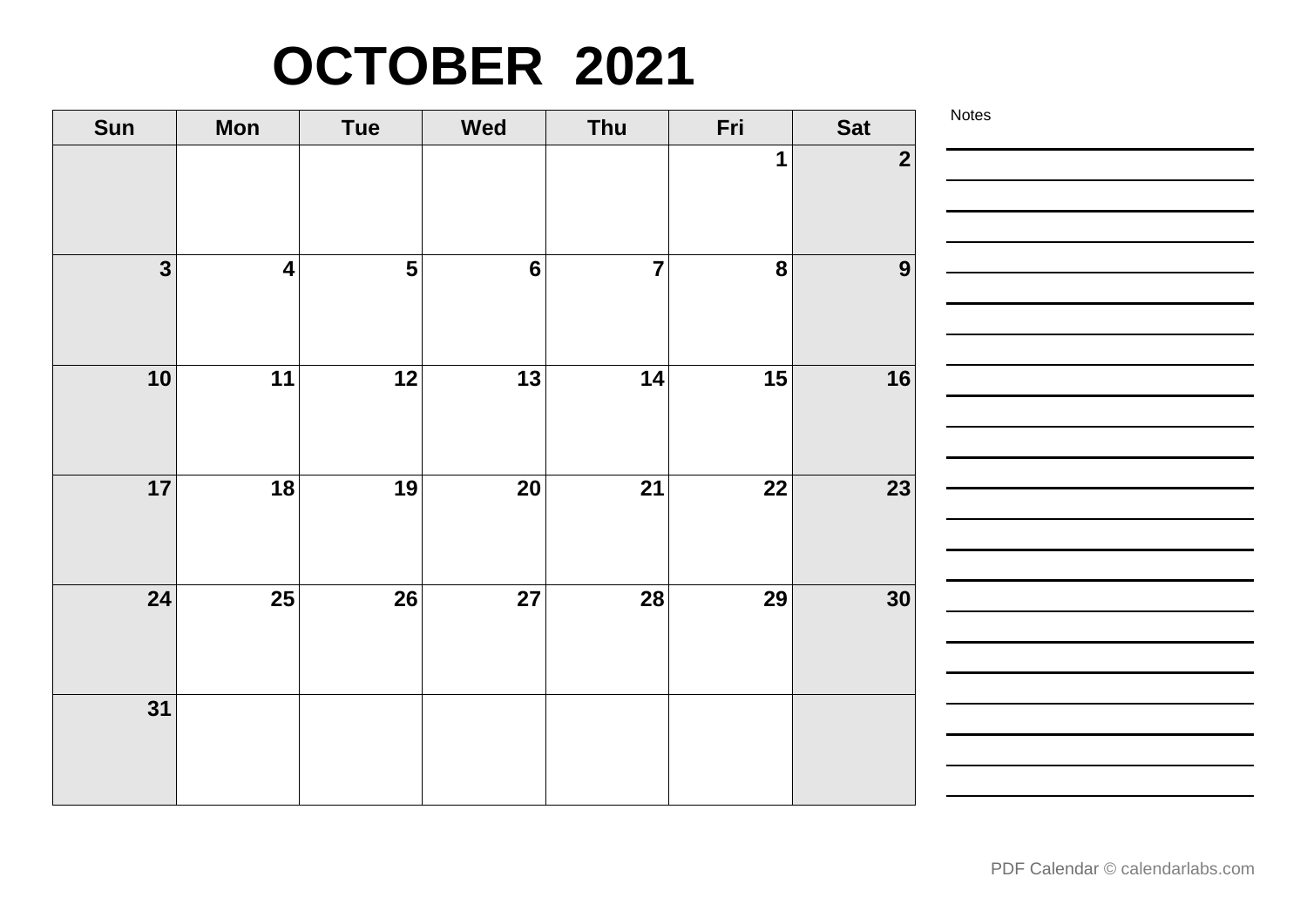# OCTOBER 2021

| Sun | Mon | Tue | Wed | Thu | Fri | Sat |
|---|---|---|---|---|---|---|
| | | | | | 1 | 2 |
| 3 | 4 | 5 | 6 | 7 | 8 | 9 |
| 10 | 11 | 12 | 13 | 14 | 15 | 16 |
| 17 | 18 | 19 | 20 | 21 | 22 | 23 |
| 24 | 25 | 26 | 27 | 28 | 29 | 30 |
| 31 | | | | | | |

Notes

PDF Calendar © calendarlabs.com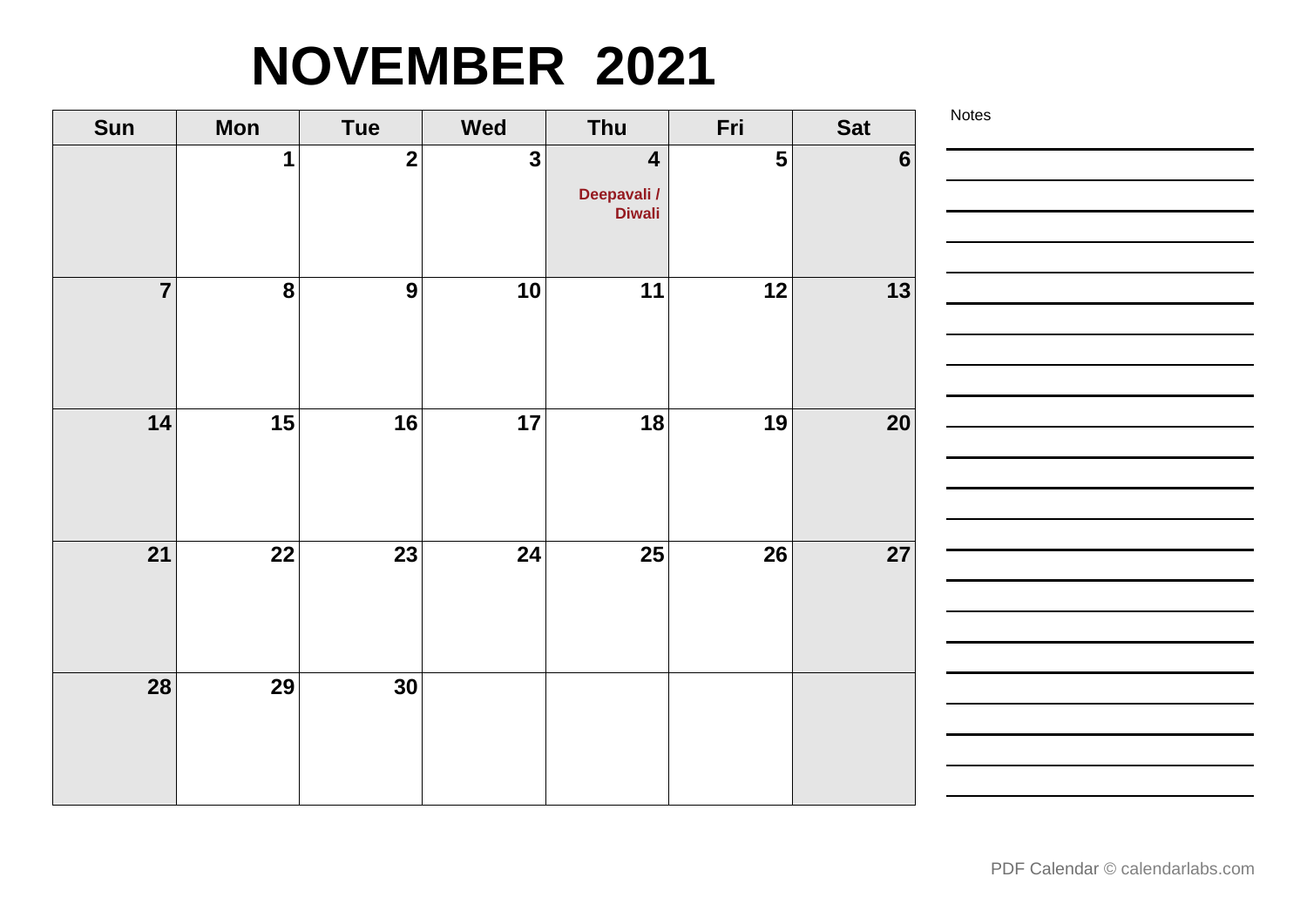# NOVEMBER 2021

| Sun | Mon | Tue | Wed | Thu | Fri | Sat |
|---|---|---|---|---|---|---|
| | 1 | 2 | 3 | 4 Deepavali / Diwali | 5 | 6 |
| 7 | 8 | 9 | 10 | 11 | 12 | 13 |
| 14 | 15 | 16 | 17 | 18 | 19 | 20 |
| 21 | 22 | 23 | 24 | 25 | 26 | 27 |
| 28 | 29 | 30 | | | | |

Notes

PDF Calendar © calendarlabs.com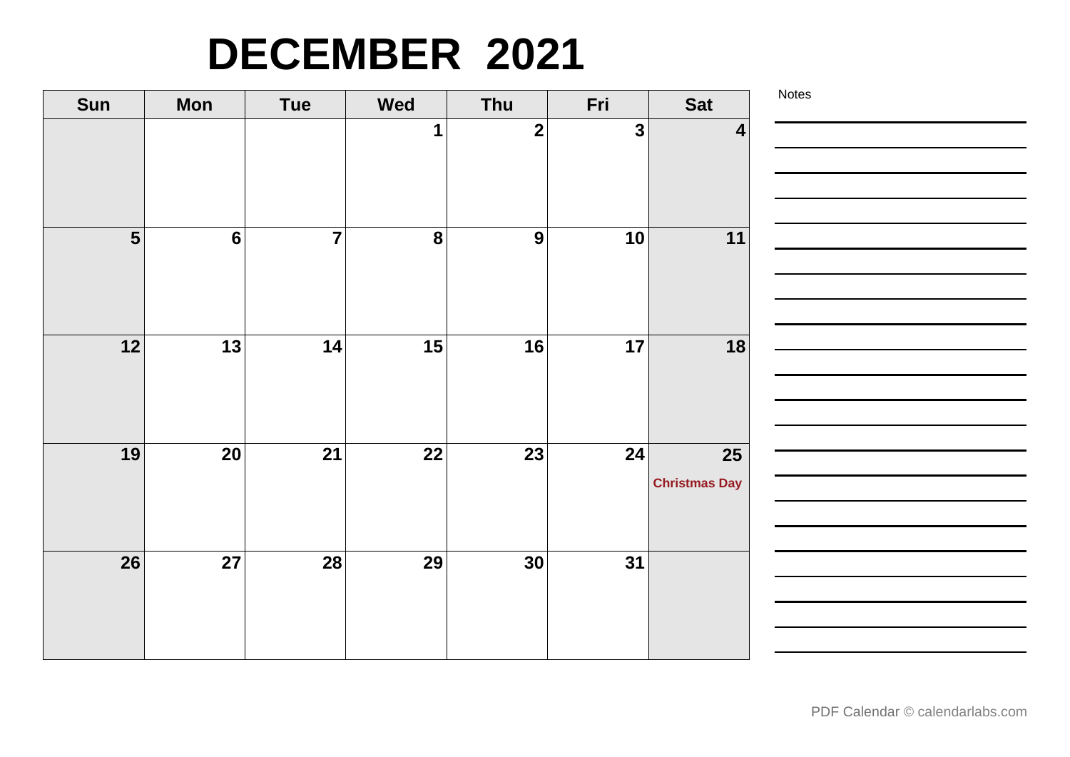# DECEMBER 2021

| Sun | Mon | Tue | Wed | Thu | Fri | Sat |
|---|---|---|---|---|---|---|
| | | | 1 | 2 | 3 | 4 |
| 5 | 6 | 7 | 8 | 9 | 10 | 11 |
| 12 | 13 | 14 | 15 | 16 | 17 | 18 |
| 19 | 20 | 21 | 22 | 23 | 24 | 25 Christmas Day |
| 26 | 27 | 28 | 29 | 30 | 31 | |

Notes

PDF Calendar © calendarlabs.com